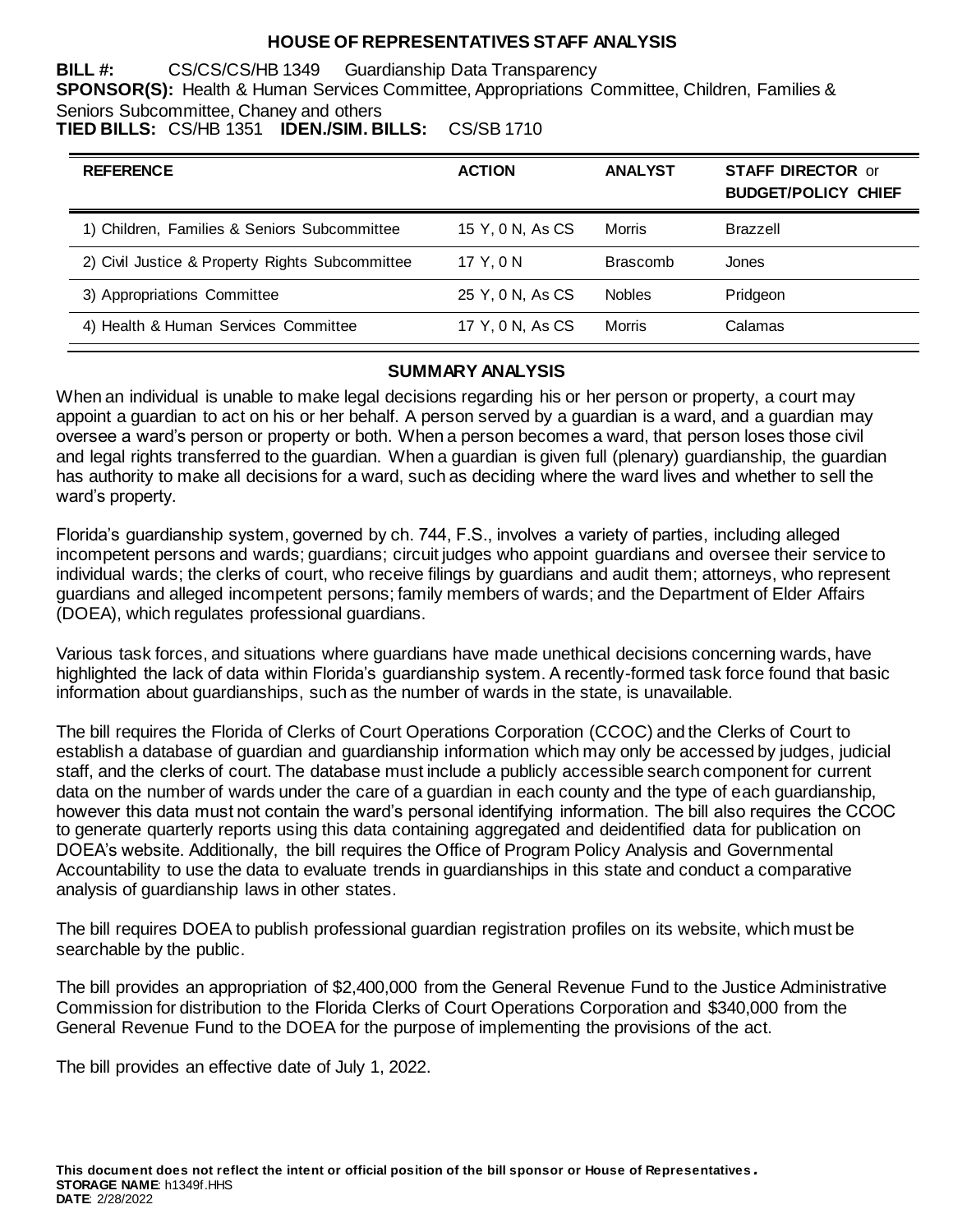# HOUSE OF REPRESENTATIVES STAFF ANALYSIS

**BILL #:** CS/CS/CS/HB 1349 Guardianship Data Transparency
**SPONSOR(S):** Health & Human Services Committee, Appropriations Committee, Children, Families & Seniors Subcommittee, Chaney and others
**TIED BILLS:** CS/HB 1351 **IDEN./SIM. BILLS:** CS/SB 1710

| REFERENCE | ACTION | ANALYST | STAFF DIRECTOR or BUDGET/POLICY CHIEF |
|---|---|---|---|
| 1) Children, Families & Seniors Subcommittee | 15 Y, 0 N, As CS | Morris | Brazzell |
| 2) Civil Justice & Property Rights Subcommittee | 17 Y, 0 N | Brascomb | Jones |
| 3) Appropriations Committee | 25 Y, 0 N, As CS | Nobles | Pridgeon |
| 4) Health & Human Services Committee | 17 Y, 0 N, As CS | Morris | Calamas |

## SUMMARY ANALYSIS

When an individual is unable to make legal decisions regarding his or her person or property, a court may appoint a guardian to act on his or her behalf. A person served by a guardian is a ward, and a guardian may oversee a ward's person or property or both. When a person becomes a ward, that person loses those civil and legal rights transferred to the guardian. When a guardian is given full (plenary) guardianship, the guardian has authority to make all decisions for a ward, such as deciding where the ward lives and whether to sell the ward's property.

Florida's guardianship system, governed by ch. 744, F.S., involves a variety of parties, including alleged incompetent persons and wards; guardians; circuit judges who appoint guardians and oversee their service to individual wards; the clerks of court, who receive filings by guardians and audit them; attorneys, who represent guardians and alleged incompetent persons; family members of wards; and the Department of Elder Affairs (DOEA), which regulates professional guardians.

Various task forces, and situations where guardians have made unethical decisions concerning wards, have highlighted the lack of data within Florida's guardianship system. A recently-formed task force found that basic information about guardianships, such as the number of wards in the state, is unavailable.

The bill requires the Florida of Clerks of Court Operations Corporation (CCOC) and the Clerks of Court to establish a database of guardian and guardianship information which may only be accessed by judges, judicial staff, and the clerks of court. The database must include a publicly accessible search component for current data on the number of wards under the care of a guardian in each county and the type of each guardianship, however this data must not contain the ward's personal identifying information. The bill also requires the CCOC to generate quarterly reports using this data containing aggregated and deidentified data for publication on DOEA's website. Additionally, the bill requires the Office of Program Policy Analysis and Governmental Accountability to use the data to evaluate trends in guardianships in this state and conduct a comparative analysis of guardianship laws in other states.

The bill requires DOEA to publish professional guardian registration profiles on its website, which must be searchable by the public.

The bill provides an appropriation of $2,400,000 from the General Revenue Fund to the Justice Administrative Commission for distribution to the Florida Clerks of Court Operations Corporation and $340,000 from the General Revenue Fund to the DOEA for the purpose of implementing the provisions of the act.

The bill provides an effective date of July 1, 2022.

**This document does not reflect the intent or official position of the bill sponsor or House of Representatives.**
**STORAGE NAME**: h1349f.HHS
**DATE**: 2/28/2022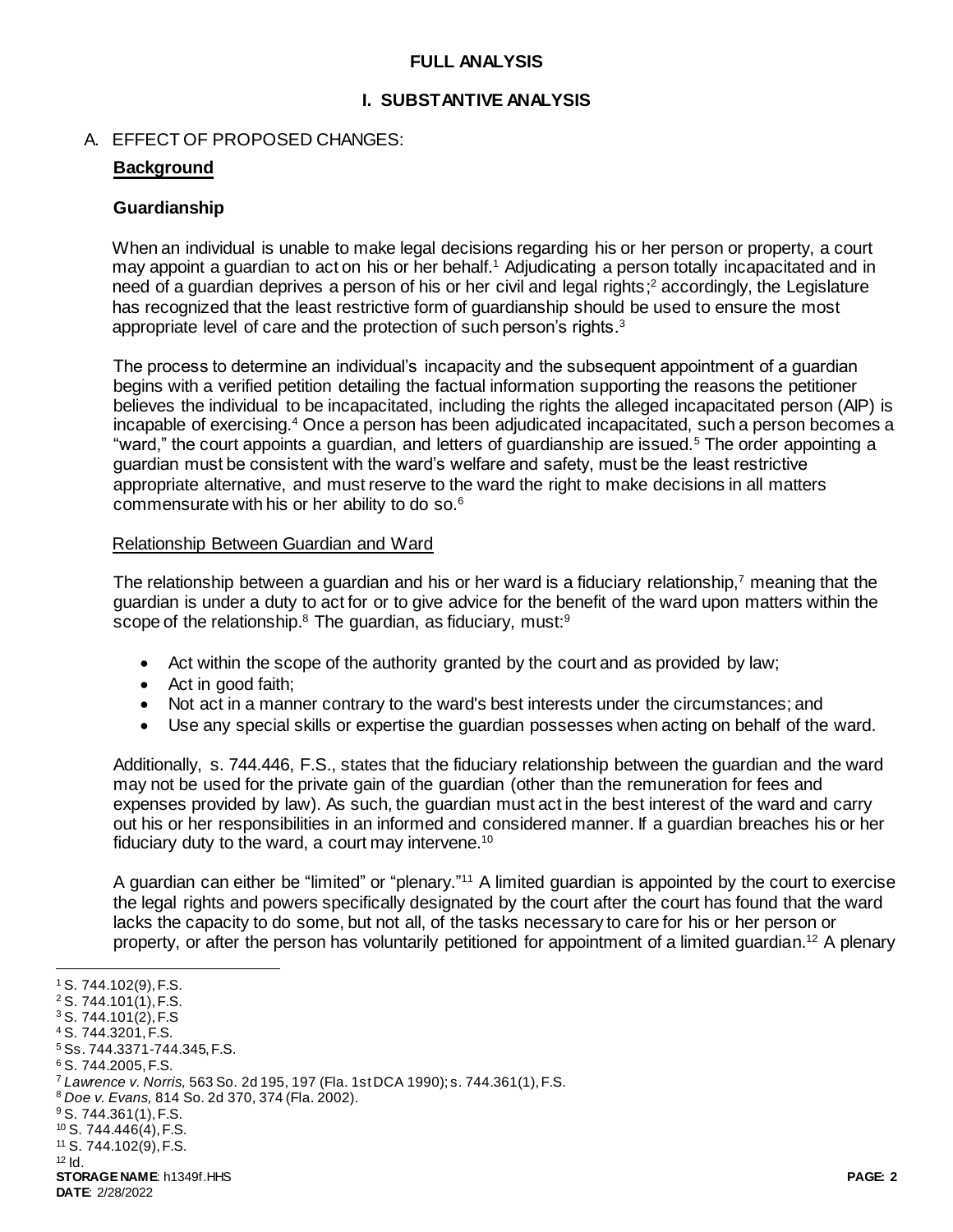## FULL ANALYSIS

## I. SUBSTANTIVE ANALYSIS

A. EFFECT OF PROPOSED CHANGES:

**Background**

### Guardianship

When an individual is unable to make legal decisions regarding his or her person or property, a court may appoint a guardian to act on his or her behalf.[1] Adjudicating a person totally incapacitated and in need of a guardian deprives a person of his or her civil and legal rights;[2] accordingly, the Legislature has recognized that the least restrictive form of guardianship should be used to ensure the most appropriate level of care and the protection of such person's rights.[3]

The process to determine an individual's incapacity and the subsequent appointment of a guardian begins with a verified petition detailing the factual information supporting the reasons the petitioner believes the individual to be incapacitated, including the rights the alleged incapacitated person (AIP) is incapable of exercising.[4] Once a person has been adjudicated incapacitated, such a person becomes a "ward," the court appoints a guardian, and letters of guardianship are issued.[5] The order appointing a guardian must be consistent with the ward's welfare and safety, must be the least restrictive appropriate alternative, and must reserve to the ward the right to make decisions in all matters commensurate with his or her ability to do so.[6]

Relationship Between Guardian and Ward

The relationship between a guardian and his or her ward is a fiduciary relationship,[7] meaning that the guardian is under a duty to act for or to give advice for the benefit of the ward upon matters within the scope of the relationship.[8] The guardian, as fiduciary, must:[9]

- Act within the scope of the authority granted by the court and as provided by law;
- Act in good faith;
- Not act in a manner contrary to the ward's best interests under the circumstances; and
- Use any special skills or expertise the guardian possesses when acting on behalf of the ward.

Additionally, s. 744.446, F.S., states that the fiduciary relationship between the guardian and the ward may not be used for the private gain of the guardian (other than the remuneration for fees and expenses provided by law). As such, the guardian must act in the best interest of the ward and carry out his or her responsibilities in an informed and considered manner. If a guardian breaches his or her fiduciary duty to the ward, a court may intervene.[10]

A guardian can either be "limited" or "plenary."[11] A limited guardian is appointed by the court to exercise the legal rights and powers specifically designated by the court after the court has found that the ward lacks the capacity to do some, but not all, of the tasks necessary to care for his or her person or property, or after the person has voluntarily petitioned for appointment of a limited guardian.[12] A plenary

---

[1] S. 744.102(9), F.S.
[2] S. 744.101(1), F.S.
[3] S. 744.101(2), F.S
[4] S. 744.3201, F.S.
[5] Ss. 744.3371-744.345, F.S.
[6] S. 744.2005, F.S.
[7] *Lawrence v. Norris,* 563 So. 2d 195, 197 (Fla. 1st DCA 1990); s. 744.361(1), F.S.
[8] *Doe v. Evans,* 814 So. 2d 370, 374 (Fla. 2002).
[9] S. 744.361(1), F.S.
[10] S. 744.446(4), F.S.
[11] S. 744.102(9), F.S.
[12] Id.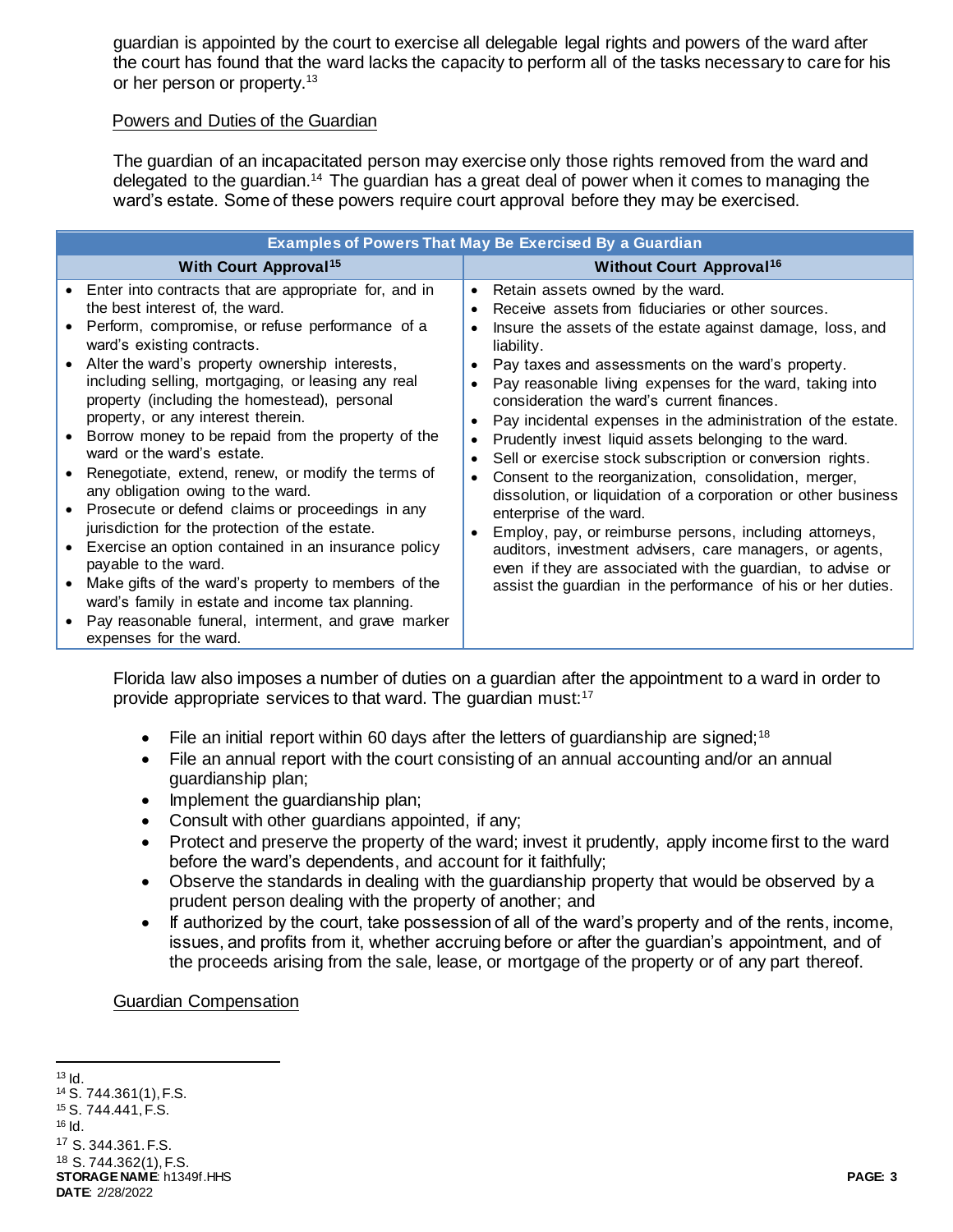guardian is appointed by the court to exercise all delegable legal rights and powers of the ward after the court has found that the ward lacks the capacity to perform all of the tasks necessary to care for his or her person or property.[13]

Powers and Duties of the Guardian

The guardian of an incapacitated person may exercise only those rights removed from the ward and delegated to the guardian.[14] The guardian has a great deal of power when it comes to managing the ward's estate. Some of these powers require court approval before they may be exercised.

| Examples of Powers That May Be Exercised By a Guardian | |
|---|---|
| **With Court Approval[15]** | **Without Court Approval[16]** |
| • Enter into contracts that are appropriate for, and in the best interest of, the ward.<br>• Perform, compromise, or refuse performance of a ward's existing contracts.<br>• Alter the ward's property ownership interests, including selling, mortgaging, or leasing any real property (including the homestead), personal property, or any interest therein.<br>• Borrow money to be repaid from the property of the ward or the ward's estate.<br>• Renegotiate, extend, renew, or modify the terms of any obligation owing to the ward.<br>• Prosecute or defend claims or proceedings in any jurisdiction for the protection of the estate.<br>• Exercise an option contained in an insurance policy payable to the ward.<br>• Make gifts of the ward's property to members of the ward's family in estate and income tax planning.<br>• Pay reasonable funeral, interment, and grave marker expenses for the ward. | • Retain assets owned by the ward.<br>• Receive assets from fiduciaries or other sources.<br>• Insure the assets of the estate against damage, loss, and liability.<br>• Pay taxes and assessments on the ward's property.<br>• Pay reasonable living expenses for the ward, taking into consideration the ward's current finances.<br>• Pay incidental expenses in the administration of the estate.<br>• Prudently invest liquid assets belonging to the ward.<br>• Sell or exercise stock subscription or conversion rights.<br>• Consent to the reorganization, consolidation, merger, dissolution, or liquidation of a corporation or other business enterprise of the ward.<br>• Employ, pay, or reimburse persons, including attorneys, auditors, investment advisers, care managers, or agents, even if they are associated with the guardian, to advise or assist the guardian in the performance of his or her duties. |

Florida law also imposes a number of duties on a guardian after the appointment to a ward in order to provide appropriate services to that ward. The guardian must:[17]

- File an initial report within 60 days after the letters of guardianship are signed;[18]
- File an annual report with the court consisting of an annual accounting and/or an annual guardianship plan;
- Implement the guardianship plan;
- Consult with other guardians appointed, if any;
- Protect and preserve the property of the ward; invest it prudently, apply income first to the ward before the ward's dependents, and account for it faithfully;
- Observe the standards in dealing with the guardianship property that would be observed by a prudent person dealing with the property of another; and
- If authorized by the court, take possession of all of the ward's property and of the rents, income, issues, and profits from it, whether accruing before or after the guardian's appointment, and of the proceeds arising from the sale, lease, or mortgage of the property or of any part thereof.

Guardian Compensation

[13] Id.
[14] S. 744.361(1), F.S.
[15] S. 744.441, F.S.
[16] Id.
[17] S. 344.361. F.S.
[18] S. 744.362(1), F.S.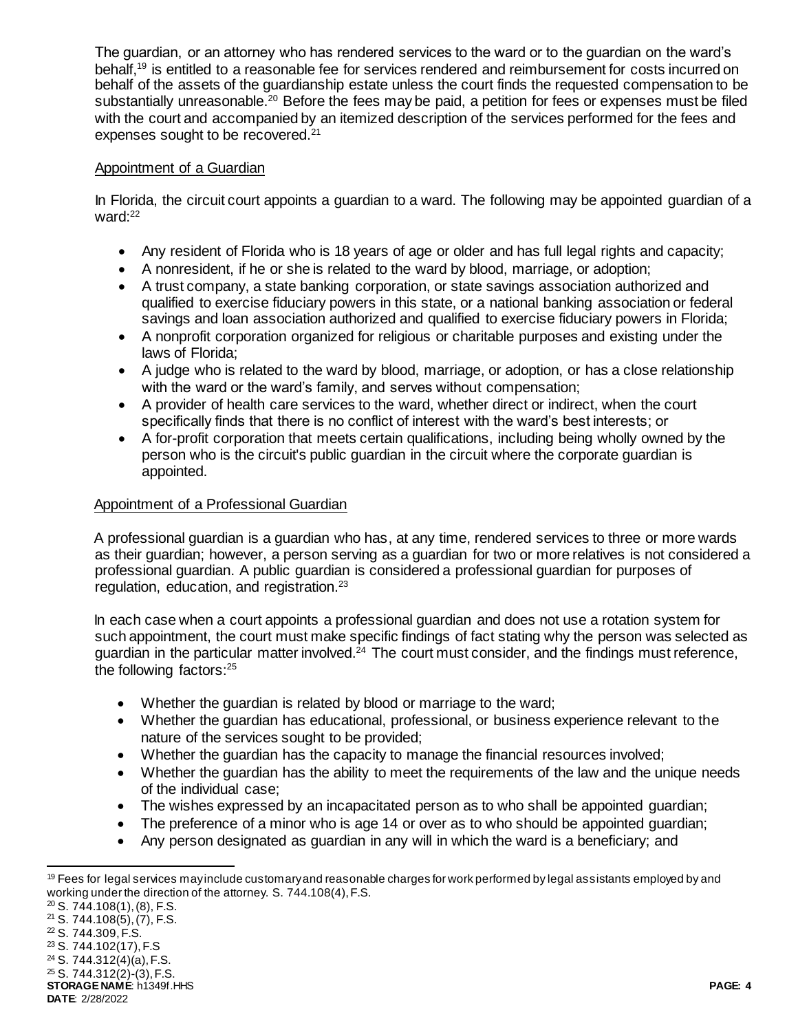The guardian, or an attorney who has rendered services to the ward or to the guardian on the ward's behalf,[19] is entitled to a reasonable fee for services rendered and reimbursement for costs incurred on behalf of the assets of the guardianship estate unless the court finds the requested compensation to be substantially unreasonable.[20] Before the fees may be paid, a petition for fees or expenses must be filed with the court and accompanied by an itemized description of the services performed for the fees and expenses sought to be recovered.[21]

### Appointment of a Guardian

In Florida, the circuit court appoints a guardian to a ward. The following may be appointed guardian of a ward:[22]

- Any resident of Florida who is 18 years of age or older and has full legal rights and capacity;
- A nonresident, if he or she is related to the ward by blood, marriage, or adoption;
- A trust company, a state banking corporation, or state savings association authorized and qualified to exercise fiduciary powers in this state, or a national banking association or federal savings and loan association authorized and qualified to exercise fiduciary powers in Florida;
- A nonprofit corporation organized for religious or charitable purposes and existing under the laws of Florida;
- A judge who is related to the ward by blood, marriage, or adoption, or has a close relationship with the ward or the ward's family, and serves without compensation;
- A provider of health care services to the ward, whether direct or indirect, when the court specifically finds that there is no conflict of interest with the ward's best interests; or
- A for-profit corporation that meets certain qualifications, including being wholly owned by the person who is the circuit's public guardian in the circuit where the corporate guardian is appointed.

### Appointment of a Professional Guardian

A professional guardian is a guardian who has, at any time, rendered services to three or more wards as their guardian; however, a person serving as a guardian for two or more relatives is not considered a professional guardian. A public guardian is considered a professional guardian for purposes of regulation, education, and registration.[23]

In each case when a court appoints a professional guardian and does not use a rotation system for such appointment, the court must make specific findings of fact stating why the person was selected as guardian in the particular matter involved.[24] The court must consider, and the findings must reference, the following factors:[25]

- Whether the guardian is related by blood or marriage to the ward;
- Whether the guardian has educational, professional, or business experience relevant to the nature of the services sought to be provided;
- Whether the guardian has the capacity to manage the financial resources involved;
- Whether the guardian has the ability to meet the requirements of the law and the unique needs of the individual case;
- The wishes expressed by an incapacitated person as to who shall be appointed guardian;
- The preference of a minor who is age 14 or over as to who should be appointed guardian;
- Any person designated as guardian in any will in which the ward is a beneficiary; and

---

[19] Fees for legal services may include customary and reasonable charges for work performed by legal assistants employed by and working under the direction of the attorney. S. 744.108(4), F.S.

[20] S. 744.108(1), (8), F.S.

[21] S. 744.108(5), (7), F.S.

[22] S. 744.309, F.S.

[23] S. 744.102(17), F.S

[24] S. 744.312(4)(a), F.S.

[25] S. 744.312(2)-(3), F.S.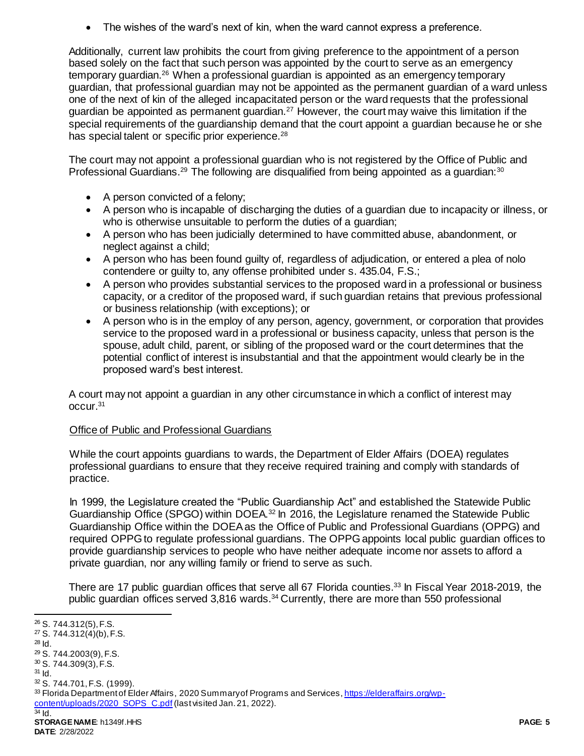- The wishes of the ward's next of kin, when the ward cannot express a preference.

Additionally, current law prohibits the court from giving preference to the appointment of a person based solely on the fact that such person was appointed by the court to serve as an emergency temporary guardian.[26] When a professional guardian is appointed as an emergency temporary guardian, that professional guardian may not be appointed as the permanent guardian of a ward unless one of the next of kin of the alleged incapacitated person or the ward requests that the professional guardian be appointed as permanent guardian.[27] However, the court may waive this limitation if the special requirements of the guardianship demand that the court appoint a guardian because he or she has special talent or specific prior experience.[28]

The court may not appoint a professional guardian who is not registered by the Office of Public and Professional Guardians.[29] The following are disqualified from being appointed as a guardian:[30]

- A person convicted of a felony;
- A person who is incapable of discharging the duties of a guardian due to incapacity or illness, or who is otherwise unsuitable to perform the duties of a guardian;
- A person who has been judicially determined to have committed abuse, abandonment, or neglect against a child;
- A person who has been found guilty of, regardless of adjudication, or entered a plea of nolo contendere or guilty to, any offense prohibited under s. 435.04, F.S.;
- A person who provides substantial services to the proposed ward in a professional or business capacity, or a creditor of the proposed ward, if such guardian retains that previous professional or business relationship (with exceptions); or
- A person who is in the employ of any person, agency, government, or corporation that provides service to the proposed ward in a professional or business capacity, unless that person is the spouse, adult child, parent, or sibling of the proposed ward or the court determines that the potential conflict of interest is insubstantial and that the appointment would clearly be in the proposed ward's best interest.

A court may not appoint a guardian in any other circumstance in which a conflict of interest may occur.[31]

Office of Public and Professional Guardians

While the court appoints guardians to wards, the Department of Elder Affairs (DOEA) regulates professional guardians to ensure that they receive required training and comply with standards of practice.

In 1999, the Legislature created the "Public Guardianship Act" and established the Statewide Public Guardianship Office (SPGO) within DOEA.[32] In 2016, the Legislature renamed the Statewide Public Guardianship Office within the DOEA as the Office of Public and Professional Guardians (OPPG) and required OPPG to regulate professional guardians. The OPPG appoints local public guardian offices to provide guardianship services to people who have neither adequate income nor assets to afford a private guardian, nor any willing family or friend to serve as such.

There are 17 public guardian offices that serve all 67 Florida counties.[33] In Fiscal Year 2018-2019, the public guardian offices served 3,816 wards.[34] Currently, there are more than 550 professional

---

[26] S. 744.312(5), F.S.
[27] S. 744.312(4)(b), F.S.
[28] Id.
[29] S. 744.2003(9), F.S.
[30] S. 744.309(3), F.S.
[31] Id.
[32] S. 744.701, F.S. (1999).
[33] Florida Department of Elder Affairs, 2020 Summary of Programs and Services, https://elderaffairs.org/wp-content/uploads/2020_SOPS_C.pdf (last visited Jan. 21, 2022).
[34] Id.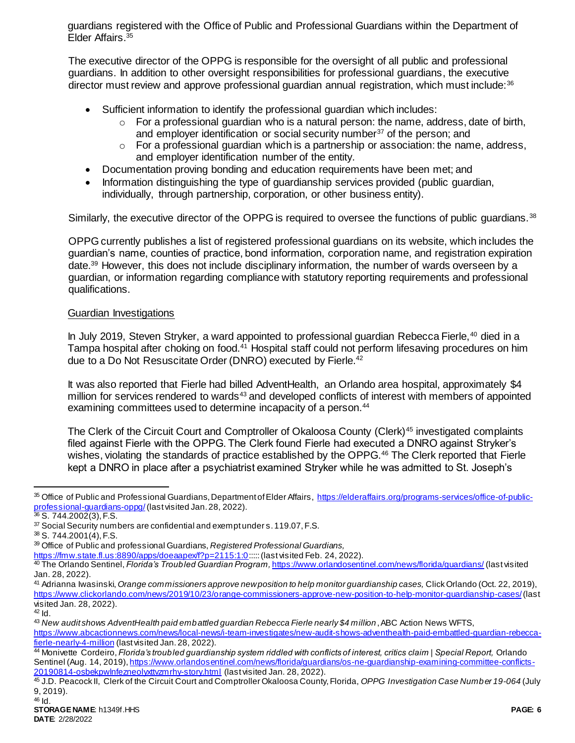guardians registered with the Office of Public and Professional Guardians within the Department of Elder Affairs.[35]

The executive director of the OPPG is responsible for the oversight of all public and professional guardians. In addition to other oversight responsibilities for professional guardians, the executive director must review and approve professional guardian annual registration, which must include:[36]

- Sufficient information to identify the professional guardian which includes:
    - For a professional guardian who is a natural person: the name, address, date of birth, and employer identification or social security number[37] of the person; and
    - For a professional guardian which is a partnership or association: the name, address, and employer identification number of the entity.
- Documentation proving bonding and education requirements have been met; and
- Information distinguishing the type of guardianship services provided (public guardian, individually, through partnership, corporation, or other business entity).

Similarly, the executive director of the OPPG is required to oversee the functions of public guardians.[38]

OPPG currently publishes a list of registered professional guardians on its website, which includes the guardian's name, counties of practice, bond information, corporation name, and registration expiration date.[39] However, this does not include disciplinary information, the number of wards overseen by a guardian, or information regarding compliance with statutory reporting requirements and professional qualifications.

Guardian Investigations

In July 2019, Steven Stryker, a ward appointed to professional guardian Rebecca Fierle,[40] died in a Tampa hospital after choking on food.[41] Hospital staff could not perform lifesaving procedures on him due to a Do Not Resuscitate Order (DNRO) executed by Fierle.[42]

It was also reported that Fierle had billed AdventHealth, an Orlando area hospital, approximately $4 million for services rendered to wards[43] and developed conflicts of interest with members of appointed examining committees used to determine incapacity of a person.[44]

The Clerk of the Circuit Court and Comptroller of Okaloosa County (Clerk)[45] investigated complaints filed against Fierle with the OPPG. The Clerk found Fierle had executed a DNRO against Stryker's wishes, violating the standards of practice established by the OPPG.[46] The Clerk reported that Fierle kept a DNRO in place after a psychiatrist examined Stryker while he was admitted to St. Joseph's

---

[35] Office of Public and Professional Guardians, Department of Elder Affairs, https://elderaffairs.org/programs-services/office-of-public-professional-guardians-oppg/ (last visited Jan. 28, 2022).

[36] S. 744.2002(3), F.S.

[37] Social Security numbers are confidential and exempt under s. 119.07, F.S.

[38] S. 744.2001(4), F.S.

[39] Office of Public and professional Guardians, *Registered Professional Guardians,* https://fmw.state.fl.us:8890/apps/doeaapex/f?p=2115:1:0::::: (last visited Feb. 24, 2022).

[40] The Orlando Sentinel, *Florida's Troubled Guardian Program,* https://www.orlandosentinel.com/news/florida/guardians/ (last visited Jan. 28, 2022).

[41] Adrianna Iwasinski, *Orange commissioners approve new position to help monitor guardianship cases,* ClickOrlando (Oct. 22, 2019), https://www.clickorlando.com/news/2019/10/23/orange-commissioners-approve-new-position-to-help-monitor-guardianship-cases/ (last visited Jan. 28, 2022).

[42] Id.

[43] *New audit shows AdventHealth paid embattled guardian Rebecca Fierle nearly $4 million*, ABC Action News WFTS, https://www.abcactionnews.com/news/local-news/i-team-investigates/new-audit-shows-adventhealth-paid-embattled-guardian-rebecca-fierle-nearly-4-million (last visited Jan. 28, 2022).

[44] Monivette Cordeiro, *Florida's troubled guardianship system riddled with conflicts of interest, critics claim | Special Report,* Orlando Sentinel (Aug. 14, 2019), https://www.orlandosentinel.com/news/florida/guardians/os-ne-guardianship-examining-committee-conflicts-20190814-osbekpwlnfezneolyxttvzmrhy-story.html (last visited Jan. 28, 2022).

[45] J.D. Peacock II, Clerk of the Circuit Court and Comptroller Okaloosa County, Florida, *OPPG Investigation Case Number 19-064* (July 9, 2019).

[46] Id.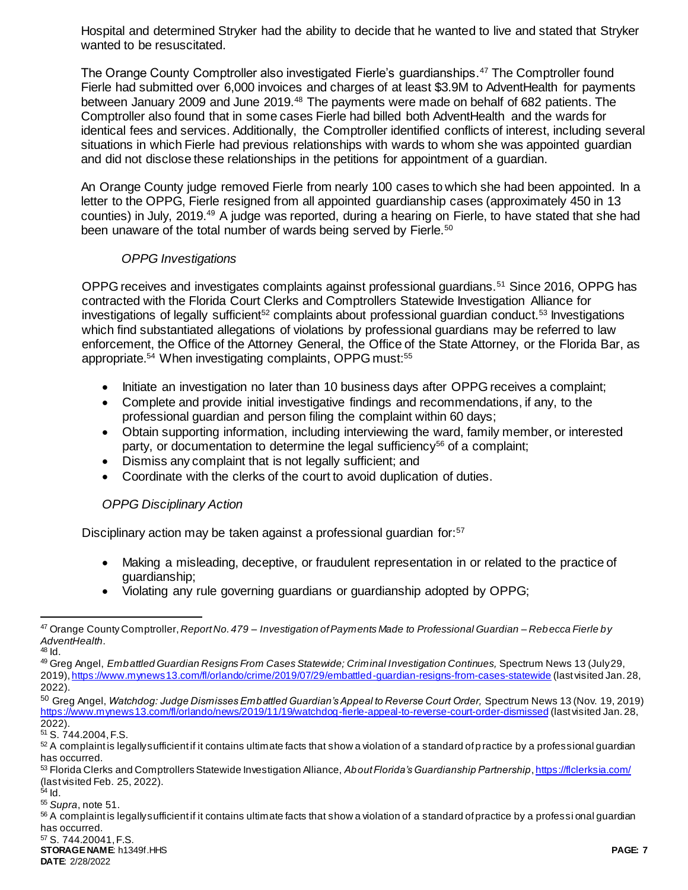Hospital and determined Stryker had the ability to decide that he wanted to live and stated that Stryker wanted to be resuscitated.

The Orange County Comptroller also investigated Fierle's guardianships.[47] The Comptroller found Fierle had submitted over 6,000 invoices and charges of at least $3.9M to AdventHealth for payments between January 2009 and June 2019.[48] The payments were made on behalf of 682 patients. The Comptroller also found that in some cases Fierle had billed both AdventHealth and the wards for identical fees and services. Additionally, the Comptroller identified conflicts of interest, including several situations in which Fierle had previous relationships with wards to whom she was appointed guardian and did not disclose these relationships in the petitions for appointment of a guardian.

An Orange County judge removed Fierle from nearly 100 cases to which she had been appointed. In a letter to the OPPG, Fierle resigned from all appointed guardianship cases (approximately 450 in 13 counties) in July, 2019.[49] A judge was reported, during a hearing on Fierle, to have stated that she had been unaware of the total number of wards being served by Fierle.[50]

*OPPG Investigations*

OPPG receives and investigates complaints against professional guardians.[51] Since 2016, OPPG has contracted with the Florida Court Clerks and Comptrollers Statewide Investigation Alliance for investigations of legally sufficient[52] complaints about professional guardian conduct.[53] Investigations which find substantiated allegations of violations by professional guardians may be referred to law enforcement, the Office of the Attorney General, the Office of the State Attorney, or the Florida Bar, as appropriate.[54] When investigating complaints, OPPG must:[55]

- Initiate an investigation no later than 10 business days after OPPG receives a complaint;
- Complete and provide initial investigative findings and recommendations, if any, to the professional guardian and person filing the complaint within 60 days;
- Obtain supporting information, including interviewing the ward, family member, or interested party, or documentation to determine the legal sufficiency[56] of a complaint;
- Dismiss any complaint that is not legally sufficient; and
- Coordinate with the clerks of the court to avoid duplication of duties.

*OPPG Disciplinary Action*

Disciplinary action may be taken against a professional guardian for:[57]

- Making a misleading, deceptive, or fraudulent representation in or related to the practice of guardianship;
- Violating any rule governing guardians or guardianship adopted by OPPG;

---

[47] Orange County Comptroller, *Report No. 479 – Investigation of Payments Made to Professional Guardian – Rebecca Fierle by AdventHealth*.

[48] Id.

[49] Greg Angel, *Embattled Guardian Resigns From Cases Statewide; Criminal Investigation Continues,* Spectrum News 13 (July 29, 2019), https://www.mynews13.com/fl/orlando/crime/2019/07/29/embattled-guardian-resigns-from-cases-statewide (last visited Jan. 28, 2022).

[50] Greg Angel, *Watchdog: Judge Dismisses Embattled Guardian's Appeal to Reverse Court Order,* Spectrum News 13 (Nov. 19, 2019) https://www.mynews13.com/fl/orlando/news/2019/11/19/watchdog-fierle-appeal-to-reverse-court-order-dismissed (last visited Jan. 28, 2022).

[51] S. 744.2004, F.S.

[52] A complaint is legally sufficient if it contains ultimate facts that show a violation of a standard of practice by a professional guardian has occurred.

[53] Florida Clerks and Comptrollers Statewide Investigation Alliance, *About Florida's Guardianship Partnership*, https://flclerksia.com/ (last visited Feb. 25, 2022).

[54] Id.

[55] *Supra*, note 51.

[56] A complaint is legally sufficient if it contains ultimate facts that show a violation of a standard of practice by a professional guardian has occurred.

[57] S. 744.20041, F.S.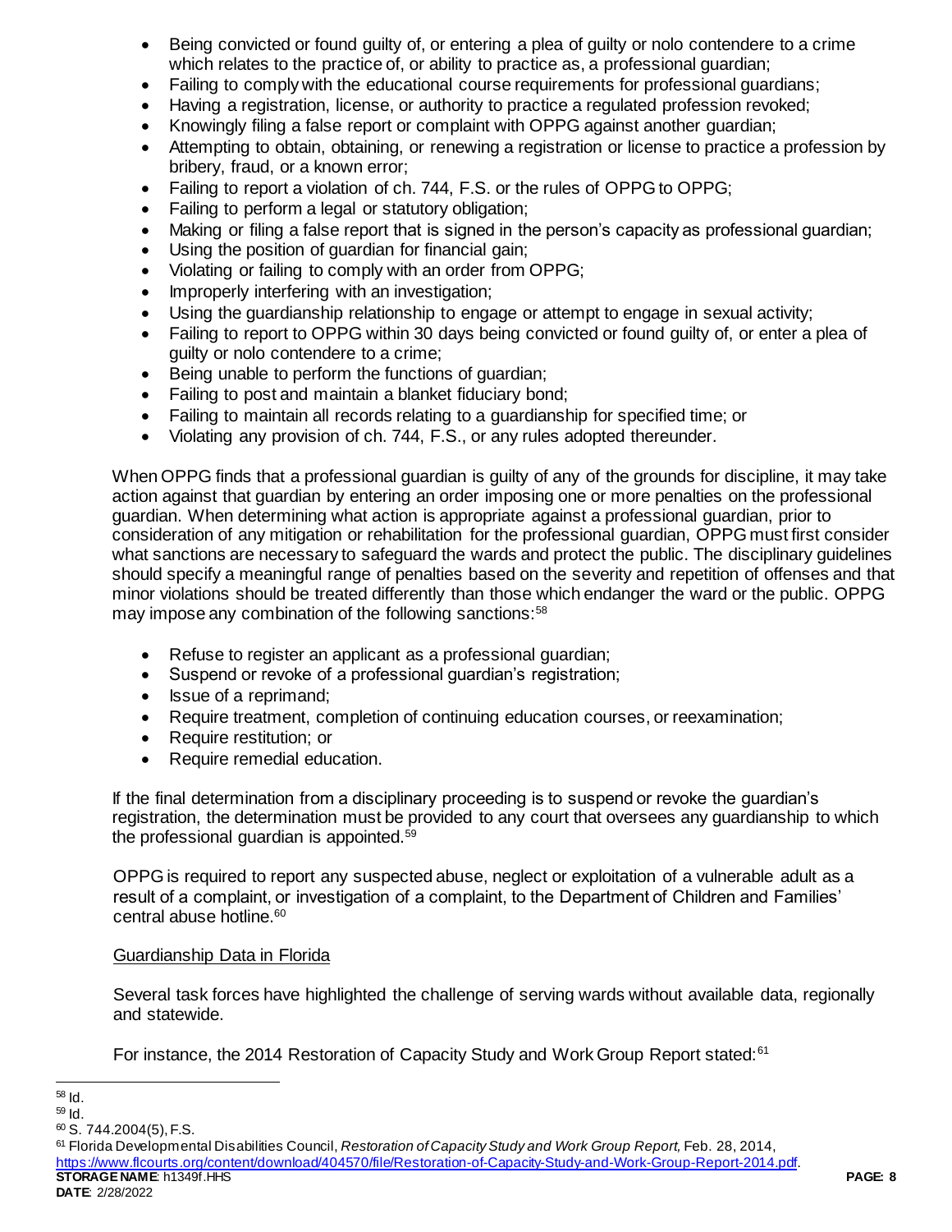- Being convicted or found guilty of, or entering a plea of guilty or nolo contendere to a crime which relates to the practice of, or ability to practice as, a professional guardian;
- Failing to comply with the educational course requirements for professional guardians;
- Having a registration, license, or authority to practice a regulated profession revoked;
- Knowingly filing a false report or complaint with OPPG against another guardian;
- Attempting to obtain, obtaining, or renewing a registration or license to practice a profession by bribery, fraud, or a known error;
- Failing to report a violation of ch. 744, F.S. or the rules of OPPG to OPPG;
- Failing to perform a legal or statutory obligation;
- Making or filing a false report that is signed in the person's capacity as professional guardian;
- Using the position of guardian for financial gain;
- Violating or failing to comply with an order from OPPG;
- Improperly interfering with an investigation;
- Using the guardianship relationship to engage or attempt to engage in sexual activity;
- Failing to report to OPPG within 30 days being convicted or found guilty of, or enter a plea of guilty or nolo contendere to a crime;
- Being unable to perform the functions of guardian;
- Failing to post and maintain a blanket fiduciary bond;
- Failing to maintain all records relating to a guardianship for specified time; or
- Violating any provision of ch. 744, F.S., or any rules adopted thereunder.

When OPPG finds that a professional guardian is guilty of any of the grounds for discipline, it may take action against that guardian by entering an order imposing one or more penalties on the professional guardian. When determining what action is appropriate against a professional guardian, prior to consideration of any mitigation or rehabilitation for the professional guardian, OPPG must first consider what sanctions are necessary to safeguard the wards and protect the public. The disciplinary guidelines should specify a meaningful range of penalties based on the severity and repetition of offenses and that minor violations should be treated differently than those which endanger the ward or the public. OPPG may impose any combination of the following sanctions:[58]

- Refuse to register an applicant as a professional guardian;
- Suspend or revoke of a professional guardian's registration;
- Issue of a reprimand;
- Require treatment, completion of continuing education courses, or reexamination;
- Require restitution; or
- Require remedial education.

If the final determination from a disciplinary proceeding is to suspend or revoke the guardian's registration, the determination must be provided to any court that oversees any guardianship to which the professional guardian is appointed.[59]

OPPG is required to report any suspected abuse, neglect or exploitation of a vulnerable adult as a result of a complaint, or investigation of a complaint, to the Department of Children and Families' central abuse hotline.[60]

Guardianship Data in Florida

Several task forces have highlighted the challenge of serving wards without available data, regionally and statewide.

For instance, the 2014 Restoration of Capacity Study and Work Group Report stated:[61]

---

[58] Id.
[59] Id.
[60] S. 744.2004(5), F.S.
[61] Florida Developmental Disabilities Council, *Restoration of Capacity Study and Work Group Report,* Feb. 28, 2014, https://www.flcourts.org/content/download/404570/file/Restoration-of-Capacity-Study-and-Work-Group-Report-2014.pdf.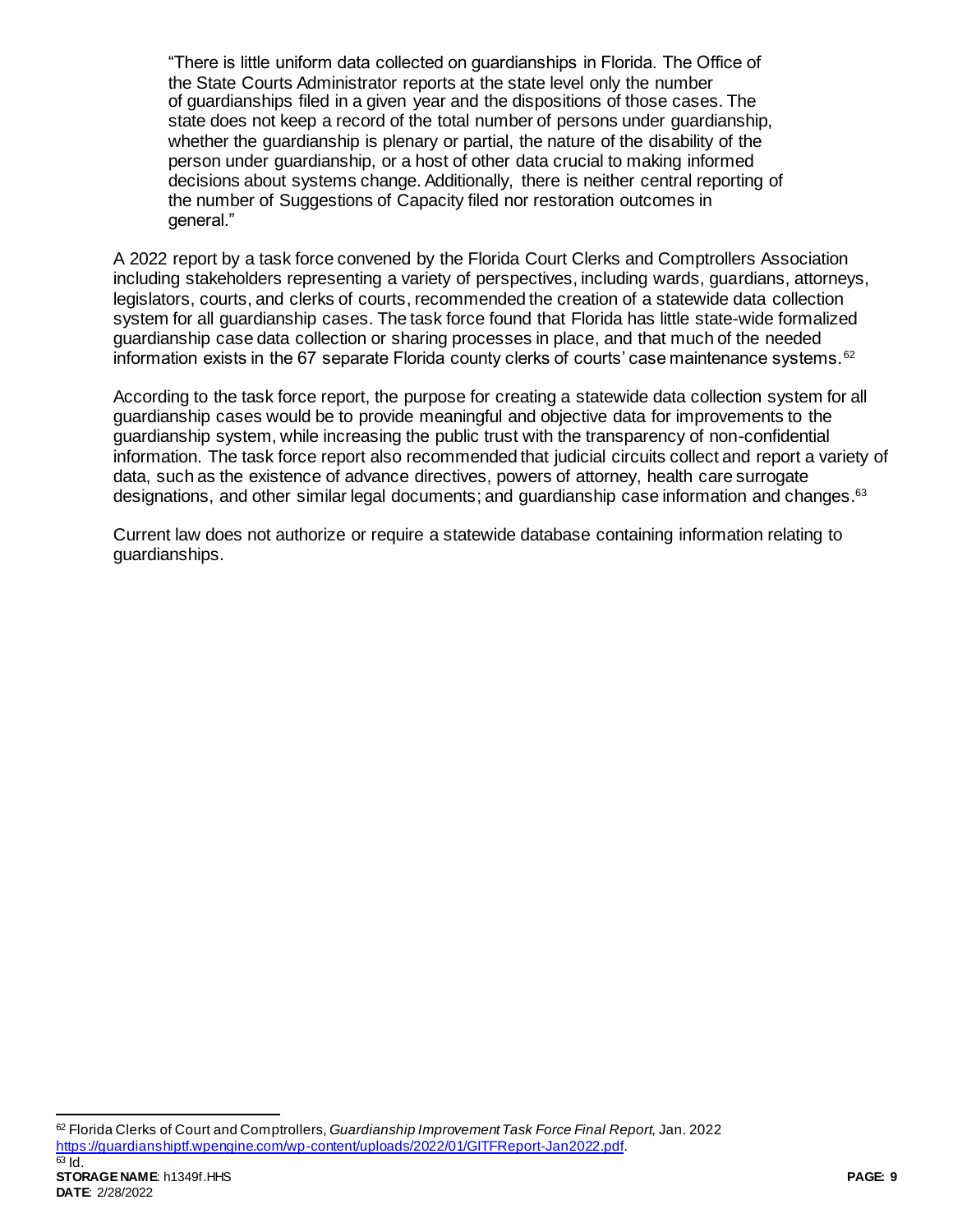> "There is little uniform data collected on guardianships in Florida. The Office of the State Courts Administrator reports at the state level only the number of guardianships filed in a given year and the dispositions of those cases. The state does not keep a record of the total number of persons under guardianship, whether the guardianship is plenary or partial, the nature of the disability of the person under guardianship, or a host of other data crucial to making informed decisions about systems change. Additionally, there is neither central reporting of the number of Suggestions of Capacity filed nor restoration outcomes in general."

A 2022 report by a task force convened by the Florida Court Clerks and Comptrollers Association including stakeholders representing a variety of perspectives, including wards, guardians, attorneys, legislators, courts, and clerks of courts, recommended the creation of a statewide data collection system for all guardianship cases. The task force found that Florida has little state-wide formalized guardianship case data collection or sharing processes in place, and that much of the needed information exists in the 67 separate Florida county clerks of courts' case maintenance systems.[62]

According to the task force report, the purpose for creating a statewide data collection system for all guardianship cases would be to provide meaningful and objective data for improvements to the guardianship system, while increasing the public trust with the transparency of non-confidential information. The task force report also recommended that judicial circuits collect and report a variety of data, such as the existence of advance directives, powers of attorney, health care surrogate designations, and other similar legal documents; and guardianship case information and changes.[63]

Current law does not authorize or require a statewide database containing information relating to guardianships.

---

[62] Florida Clerks of Court and Comptrollers, *Guardianship Improvement Task Force Final Report,* Jan. 2022 https://guardianshiptf.wpengine.com/wp-content/uploads/2022/01/GITFReport-Jan2022.pdf.

[63] Id.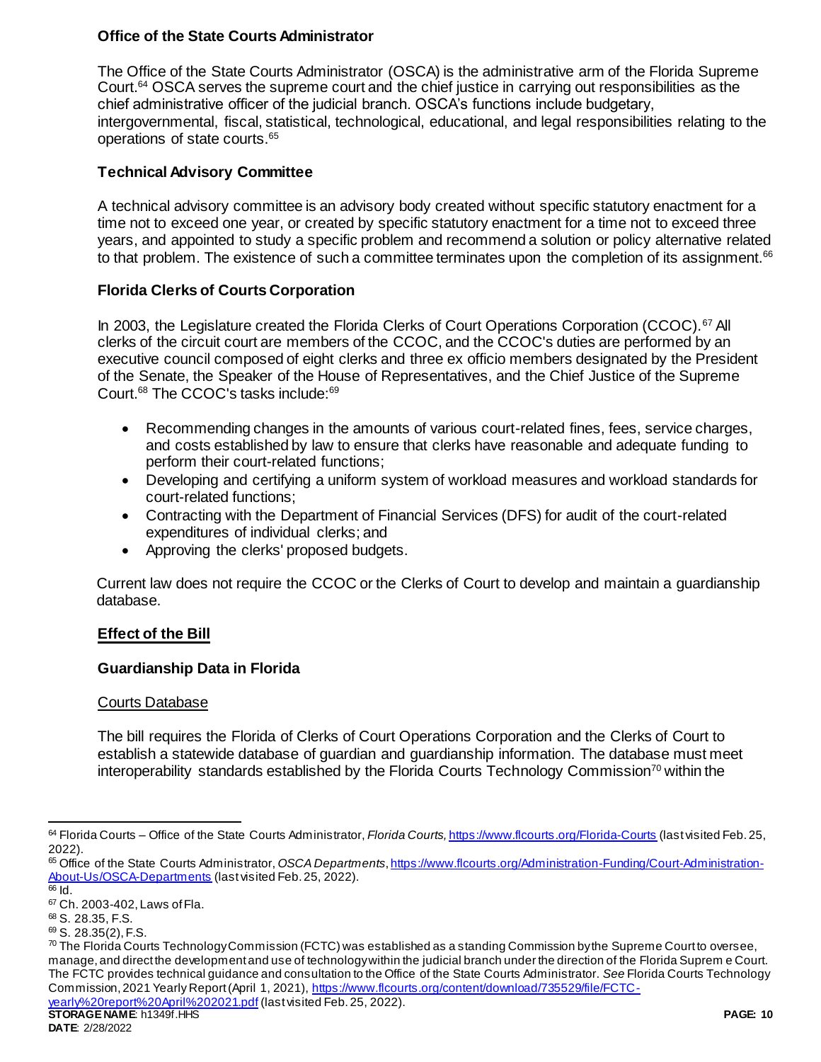### Office of the State Courts Administrator

The Office of the State Courts Administrator (OSCA) is the administrative arm of the Florida Supreme Court.[64] OSCA serves the supreme court and the chief justice in carrying out responsibilities as the chief administrative officer of the judicial branch. OSCA's functions include budgetary, intergovernmental, fiscal, statistical, technological, educational, and legal responsibilities relating to the operations of state courts.[65]

### Technical Advisory Committee

A technical advisory committee is an advisory body created without specific statutory enactment for a time not to exceed one year, or created by specific statutory enactment for a time not to exceed three years, and appointed to study a specific problem and recommend a solution or policy alternative related to that problem. The existence of such a committee terminates upon the completion of its assignment.[66]

### Florida Clerks of Courts Corporation

In 2003, the Legislature created the Florida Clerks of Court Operations Corporation (CCOC).[67] All clerks of the circuit court are members of the CCOC, and the CCOC's duties are performed by an executive council composed of eight clerks and three ex officio members designated by the President of the Senate, the Speaker of the House of Representatives, and the Chief Justice of the Supreme Court.[68] The CCOC's tasks include:[69]

- Recommending changes in the amounts of various court-related fines, fees, service charges, and costs established by law to ensure that clerks have reasonable and adequate funding to perform their court-related functions;
- Developing and certifying a uniform system of workload measures and workload standards for court-related functions;
- Contracting with the Department of Financial Services (DFS) for audit of the court-related expenditures of individual clerks; and
- Approving the clerks' proposed budgets.

Current law does not require the CCOC or the Clerks of Court to develop and maintain a guardianship database.

## <u>Effect of the Bill</u>

### Guardianship Data in Florida

<u>Courts Database</u>

The bill requires the Florida of Clerks of Court Operations Corporation and the Clerks of Court to establish a statewide database of guardian and guardianship information. The database must meet interoperability standards established by the Florida Courts Technology Commission[70] within the

---

[64] Florida Courts – Office of the State Courts Administrator, *Florida Courts,* https://www.flcourts.org/Florida-Courts (last visited Feb. 25, 2022).

[65] Office of the State Courts Administrator, *OSCA Departments*, https://www.flcourts.org/Administration-Funding/Court-Administration-About-Us/OSCA-Departments (last visited Feb. 25, 2022).

[66] Id.

[67] Ch. 2003-402, Laws of Fla.

[68] S. 28.35, F.S.

[69] S. 28.35(2), F.S.

[70] The Florida Courts Technology Commission (FCTC) was established as a standing Commission by the Supreme Court to oversee, manage, and direct the development and use of technology within the judicial branch under the direction of the Florida Supreme Court. The FCTC provides technical guidance and consultation to the Office of the State Courts Administrator. *See* Florida Courts Technology Commission, 2021 Yearly Report (April 1, 2021), https://www.flcourts.org/content/download/735529/file/FCTC-yearly%20report%20April%202021.pdf (last visited Feb. 25, 2022).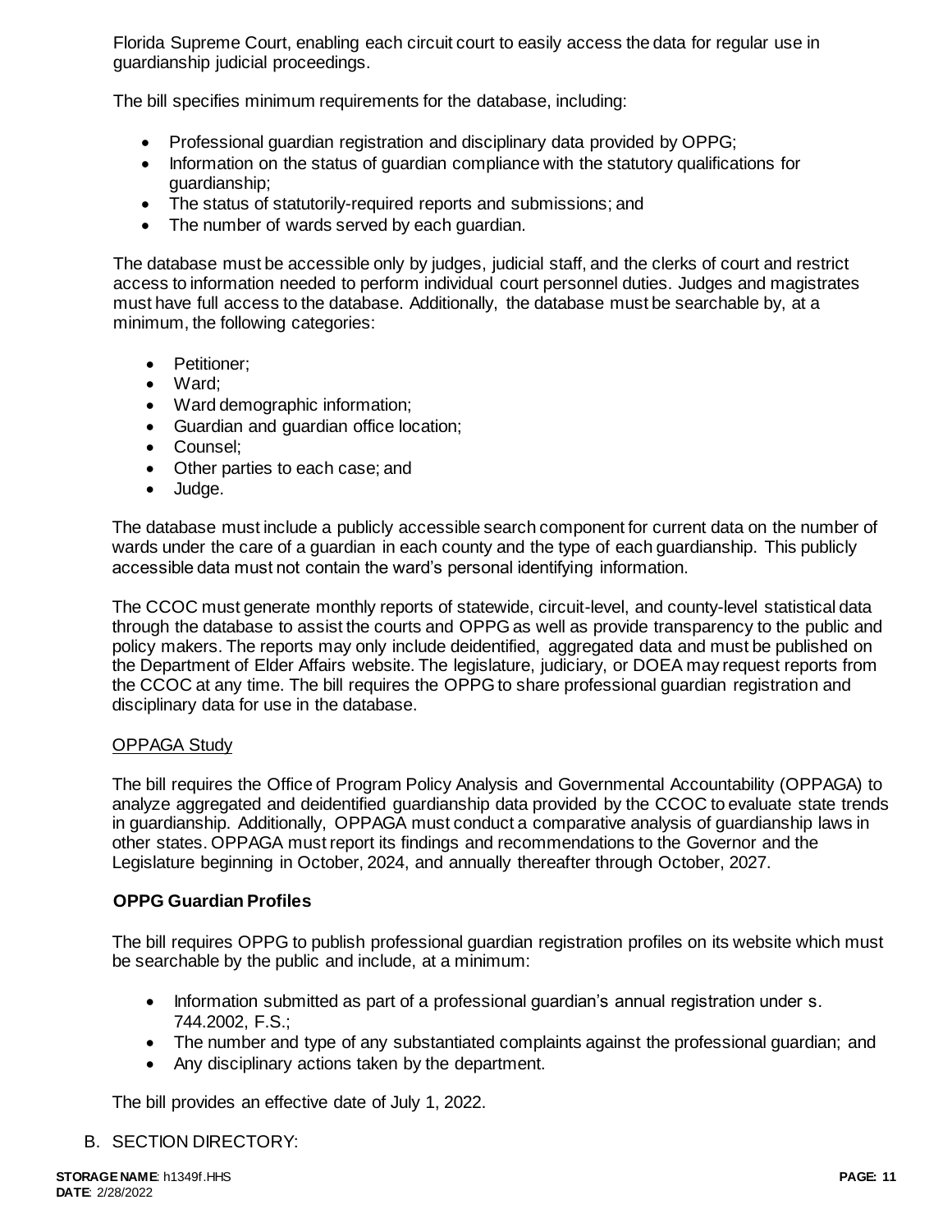Florida Supreme Court, enabling each circuit court to easily access the data for regular use in guardianship judicial proceedings.

The bill specifies minimum requirements for the database, including:

- Professional guardian registration and disciplinary data provided by OPPG;
- Information on the status of guardian compliance with the statutory qualifications for guardianship;
- The status of statutorily-required reports and submissions; and
- The number of wards served by each guardian.

The database must be accessible only by judges, judicial staff, and the clerks of court and restrict access to information needed to perform individual court personnel duties. Judges and magistrates must have full access to the database. Additionally, the database must be searchable by, at a minimum, the following categories:

- Petitioner;
- Ward;
- Ward demographic information;
- Guardian and guardian office location;
- Counsel;
- Other parties to each case; and
- Judge.

The database must include a publicly accessible search component for current data on the number of wards under the care of a guardian in each county and the type of each guardianship. This publicly accessible data must not contain the ward's personal identifying information.

The CCOC must generate monthly reports of statewide, circuit-level, and county-level statistical data through the database to assist the courts and OPPG as well as provide transparency to the public and policy makers. The reports may only include deidentified, aggregated data and must be published on the Department of Elder Affairs website. The legislature, judiciary, or DOEA may request reports from the CCOC at any time. The bill requires the OPPG to share professional guardian registration and disciplinary data for use in the database.

OPPAGA Study

The bill requires the Office of Program Policy Analysis and Governmental Accountability (OPPAGA) to analyze aggregated and deidentified guardianship data provided by the CCOC to evaluate state trends in guardianship. Additionally, OPPAGA must conduct a comparative analysis of guardianship laws in other states. OPPAGA must report its findings and recommendations to the Governor and the Legislature beginning in October, 2024, and annually thereafter through October, 2027.

**OPPG Guardian Profiles**

The bill requires OPPG to publish professional guardian registration profiles on its website which must be searchable by the public and include, at a minimum:

- Information submitted as part of a professional guardian's annual registration under s. 744.2002, F.S.;
- The number and type of any substantiated complaints against the professional guardian; and
- Any disciplinary actions taken by the department.

The bill provides an effective date of July 1, 2022.

B. SECTION DIRECTORY: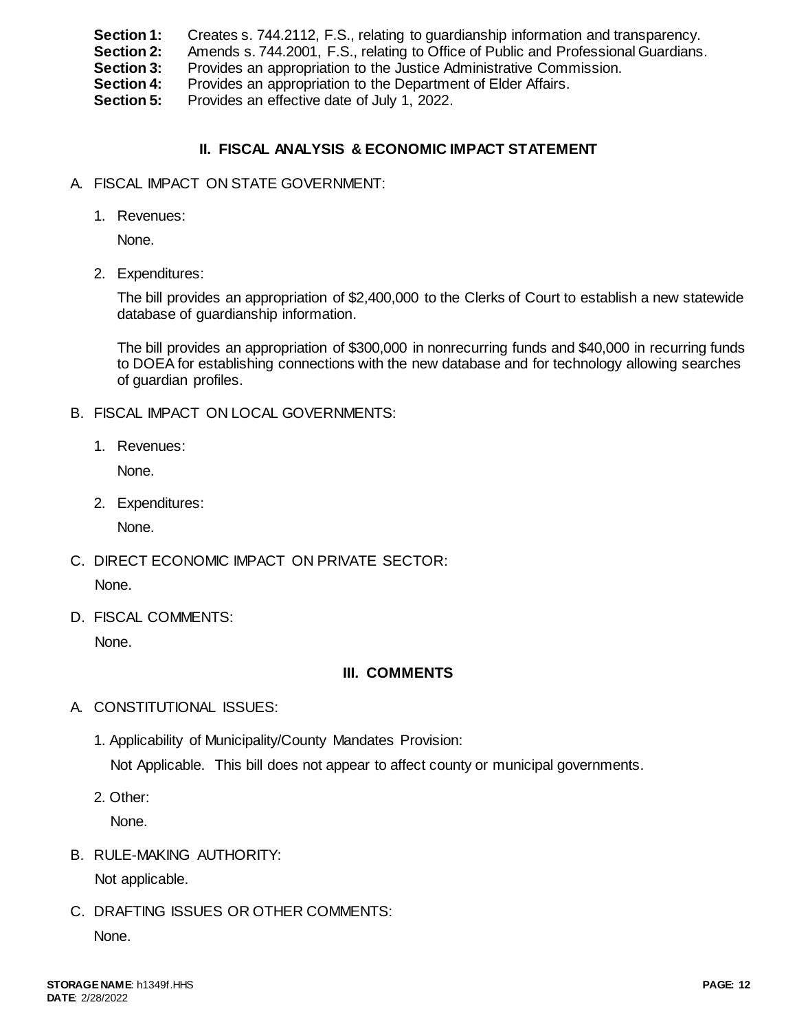**Section 1:** Creates s. 744.2112, F.S., relating to guardianship information and transparency.
**Section 2:** Amends s. 744.2001, F.S., relating to Office of Public and Professional Guardians.
**Section 3:** Provides an appropriation to the Justice Administrative Commission.
**Section 4:** Provides an appropriation to the Department of Elder Affairs.
**Section 5:** Provides an effective date of July 1, 2022.

## II. FISCAL ANALYSIS & ECONOMIC IMPACT STATEMENT

A. FISCAL IMPACT ON STATE GOVERNMENT:

1. Revenues:

   None.

2. Expenditures:

   The bill provides an appropriation of $2,400,000 to the Clerks of Court to establish a new statewide database of guardianship information.

   The bill provides an appropriation of $300,000 in nonrecurring funds and $40,000 in recurring funds to DOEA for establishing connections with the new database and for technology allowing searches of guardian profiles.

B. FISCAL IMPACT ON LOCAL GOVERNMENTS:

1. Revenues:

   None.

2. Expenditures:

   None.

C. DIRECT ECONOMIC IMPACT ON PRIVATE SECTOR:

   None.

D. FISCAL COMMENTS:

   None.

## III. COMMENTS

A. CONSTITUTIONAL ISSUES:

1. Applicability of Municipality/County Mandates Provision:

   Not Applicable. This bill does not appear to affect county or municipal governments.

2. Other:

   None.

B. RULE-MAKING AUTHORITY:

   Not applicable.

C. DRAFTING ISSUES OR OTHER COMMENTS:

   None.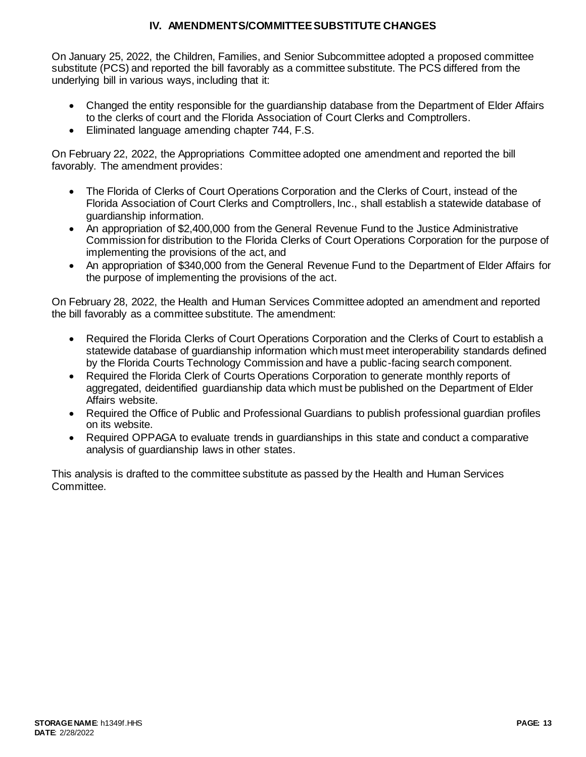## IV. AMENDMENTS/COMMITTEE SUBSTITUTE CHANGES

On January 25, 2022, the Children, Families, and Senior Subcommittee adopted a proposed committee substitute (PCS) and reported the bill favorably as a committee substitute. The PCS differed from the underlying bill in various ways, including that it:

- Changed the entity responsible for the guardianship database from the Department of Elder Affairs to the clerks of court and the Florida Association of Court Clerks and Comptrollers.
- Eliminated language amending chapter 744, F.S.

On February 22, 2022, the Appropriations Committee adopted one amendment and reported the bill favorably. The amendment provides:

- The Florida of Clerks of Court Operations Corporation and the Clerks of Court, instead of the Florida Association of Court Clerks and Comptrollers, Inc., shall establish a statewide database of guardianship information.
- An appropriation of $2,400,000 from the General Revenue Fund to the Justice Administrative Commission for distribution to the Florida Clerks of Court Operations Corporation for the purpose of implementing the provisions of the act, and
- An appropriation of $340,000 from the General Revenue Fund to the Department of Elder Affairs for the purpose of implementing the provisions of the act.

On February 28, 2022, the Health and Human Services Committee adopted an amendment and reported the bill favorably as a committee substitute. The amendment:

- Required the Florida Clerks of Court Operations Corporation and the Clerks of Court to establish a statewide database of guardianship information which must meet interoperability standards defined by the Florida Courts Technology Commission and have a public-facing search component.
- Required the Florida Clerk of Courts Operations Corporation to generate monthly reports of aggregated, deidentified guardianship data which must be published on the Department of Elder Affairs website.
- Required the Office of Public and Professional Guardians to publish professional guardian profiles on its website.
- Required OPPAGA to evaluate trends in guardianships in this state and conduct a comparative analysis of guardianship laws in other states.

This analysis is drafted to the committee substitute as passed by the Health and Human Services Committee.